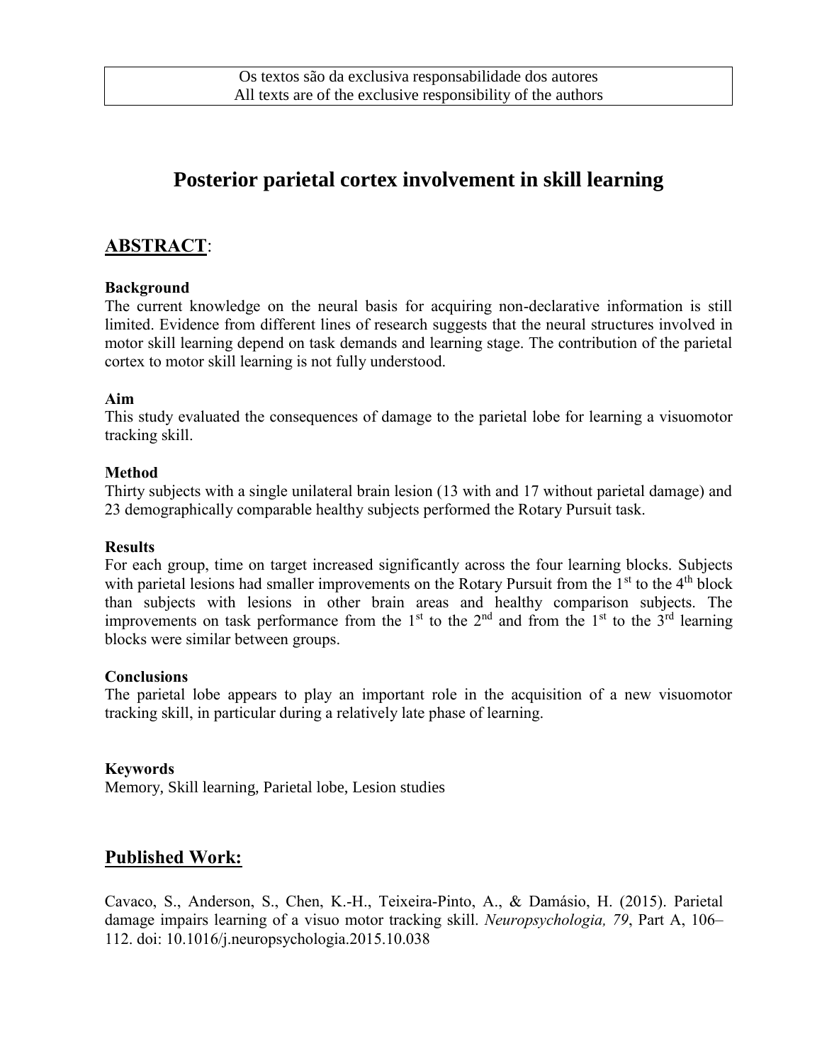Os textos são da exclusiva responsabilidade dos autores
All texts are of the exclusive responsibility of the authors

# Posterior parietal cortex involvement in skill learning

## ABSTRACT:

**Background**

The current knowledge on the neural basis for acquiring non-declarative information is still limited. Evidence from different lines of research suggests that the neural structures involved in motor skill learning depend on task demands and learning stage. The contribution of the parietal cortex to motor skill learning is not fully understood.

**Aim**

This study evaluated the consequences of damage to the parietal lobe for learning a visuomotor tracking skill.

**Method**

Thirty subjects with a single unilateral brain lesion (13 with and 17 without parietal damage) and 23 demographically comparable healthy subjects performed the Rotary Pursuit task.

**Results**

For each group, time on target increased significantly across the four learning blocks. Subjects with parietal lesions had smaller improvements on the Rotary Pursuit from the 1st to the 4th block than subjects with lesions in other brain areas and healthy comparison subjects. The improvements on task performance from the 1st to the 2nd and from the 1st to the 3rd learning blocks were similar between groups.

**Conclusions**

The parietal lobe appears to play an important role in the acquisition of a new visuomotor tracking skill, in particular during a relatively late phase of learning.

**Keywords**

Memory, Skill learning, Parietal lobe, Lesion studies

## Published Work:

Cavaco, S., Anderson, S., Chen, K.-H., Teixeira-Pinto, A., & Damásio, H. (2015). Parietal damage impairs learning of a visuo motor tracking skill. *Neuropsychologia, 79*, Part A, 106–112. doi: 10.1016/j.neuropsychologia.2015.10.038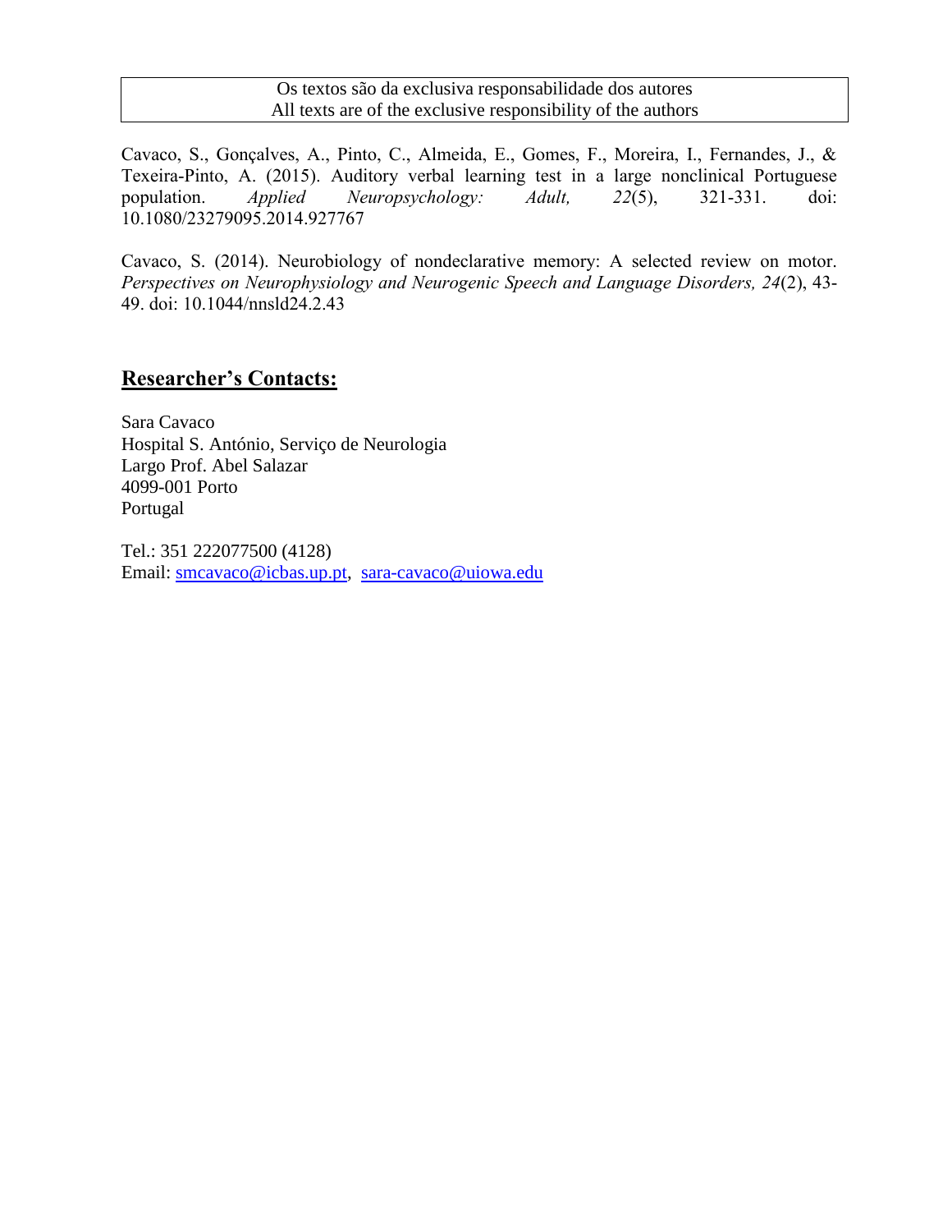Os textos são da exclusiva responsabilidade dos autores
All texts are of the exclusive responsibility of the authors

Cavaco, S., Gonçalves, A., Pinto, C., Almeida, E., Gomes, F., Moreira, I., Fernandes, J., & Texeira-Pinto, A. (2015). Auditory verbal learning test in a large nonclinical Portuguese population. *Applied Neuropsychology: Adult, 22*(5), 321-331. doi: 10.1080/23279095.2014.927767

Cavaco, S. (2014). Neurobiology of nondeclarative memory: A selected review on motor. *Perspectives on Neurophysiology and Neurogenic Speech and Language Disorders, 24*(2), 43-49. doi: 10.1044/nnsld24.2.43

## Researcher's Contacts:

Sara Cavaco
Hospital S. António, Serviço de Neurologia
Largo Prof. Abel Salazar
4099-001 Porto
Portugal

Tel.: 351 222077500 (4128)
Email: smcavaco@icbas.up.pt, sara-cavaco@uiowa.edu